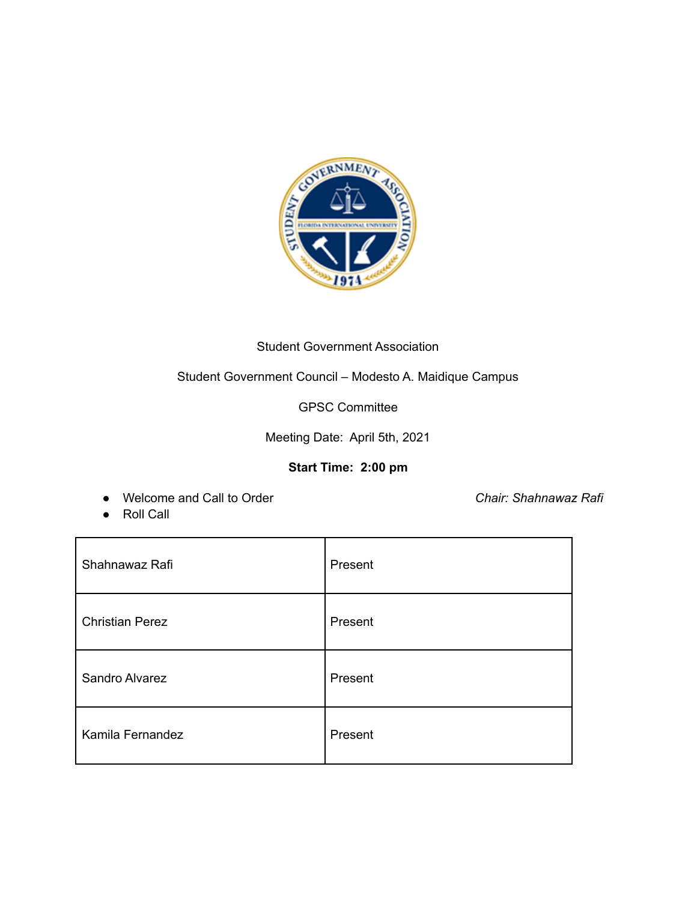Student Government Association

Student Government Council – Modesto A. Maidique Campus

GPSC Committee

Meeting Date: April 5th, 2021

**Start Time: 2:00 pm**

- Welcome and Call to Order — *Chair: Shahnawaz Rafi*
- Roll Call

| Shahnawaz Rafi | Present |
|---|---|
| Christian Perez | Present |
| Sandro Alvarez | Present |
| Kamila Fernandez | Present |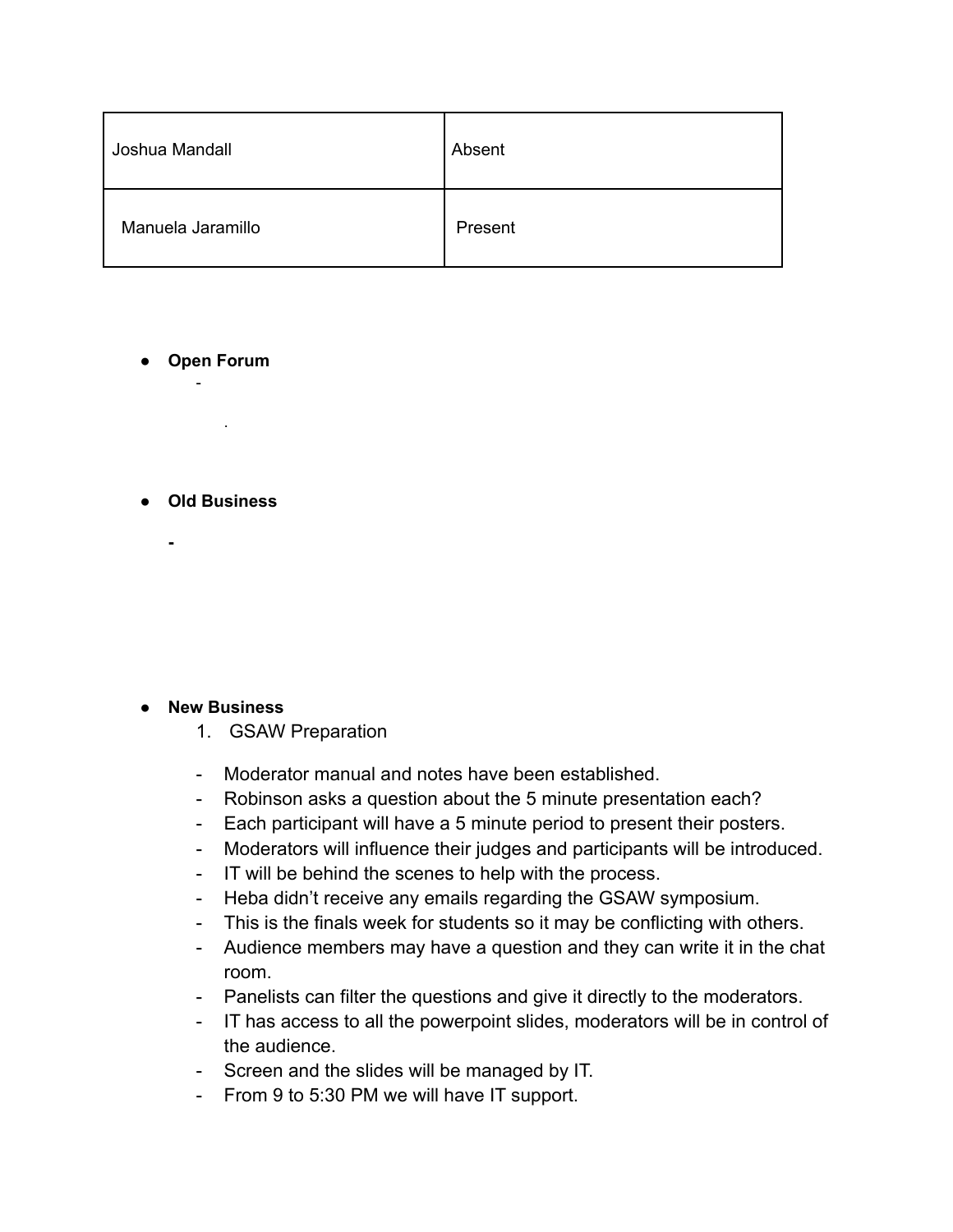| Joshua Mandall | Absent |
|---|---|
| Manuela Jaramillo | Present |

- **Open Forum**
  - 

    .

- **Old Business**
  - 

- **New Business**
  1. GSAW Preparation

  - Moderator manual and notes have been established.
  - Robinson asks a question about the 5 minute presentation each?
  - Each participant will have a 5 minute period to present their posters.
  - Moderators will influence their judges and participants will be introduced.
  - IT will be behind the scenes to help with the process.
  - Heba didn't receive any emails regarding the GSAW symposium.
  - This is the finals week for students so it may be conflicting with others.
  - Audience members may have a question and they can write it in the chat room.
  - Panelists can filter the questions and give it directly to the moderators.
  - IT has access to all the powerpoint slides, moderators will be in control of the audience.
  - Screen and the slides will be managed by IT.
  - From 9 to 5:30 PM we will have IT support.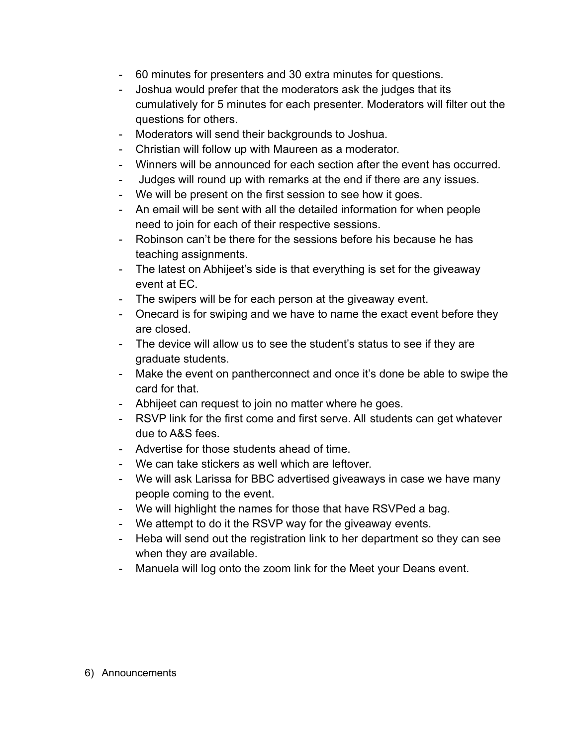- 60 minutes for presenters and 30 extra minutes for questions.
- Joshua would prefer that the moderators ask the judges that its cumulatively for 5 minutes for each presenter. Moderators will filter out the questions for others.
- Moderators will send their backgrounds to Joshua.
- Christian will follow up with Maureen as a moderator.
- Winners will be announced for each section after the event has occurred.
- Judges will round up with remarks at the end if there are any issues.
- We will be present on the first session to see how it goes.
- An email will be sent with all the detailed information for when people need to join for each of their respective sessions.
- Robinson can't be there for the sessions before his because he has teaching assignments.
- The latest on Abhijeet's side is that everything is set for the giveaway event at EC.
- The swipers will be for each person at the giveaway event.
- Onecard is for swiping and we have to name the exact event before they are closed.
- The device will allow us to see the student's status to see if they are graduate students.
- Make the event on pantherconnect and once it's done be able to swipe the card for that.
- Abhijeet can request to join no matter where he goes.
- RSVP link for the first come and first serve. All students can get whatever due to A&S fees.
- Advertise for those students ahead of time.
- We can take stickers as well which are leftover.
- We will ask Larissa for BBC advertised giveaways in case we have many people coming to the event.
- We will highlight the names for those that have RSVPed a bag.
- We attempt to do it the RSVP way for the giveaway events.
- Heba will send out the registration link to her department so they can see when they are available.
- Manuela will log onto the zoom link for the Meet your Deans event.

6) Announcements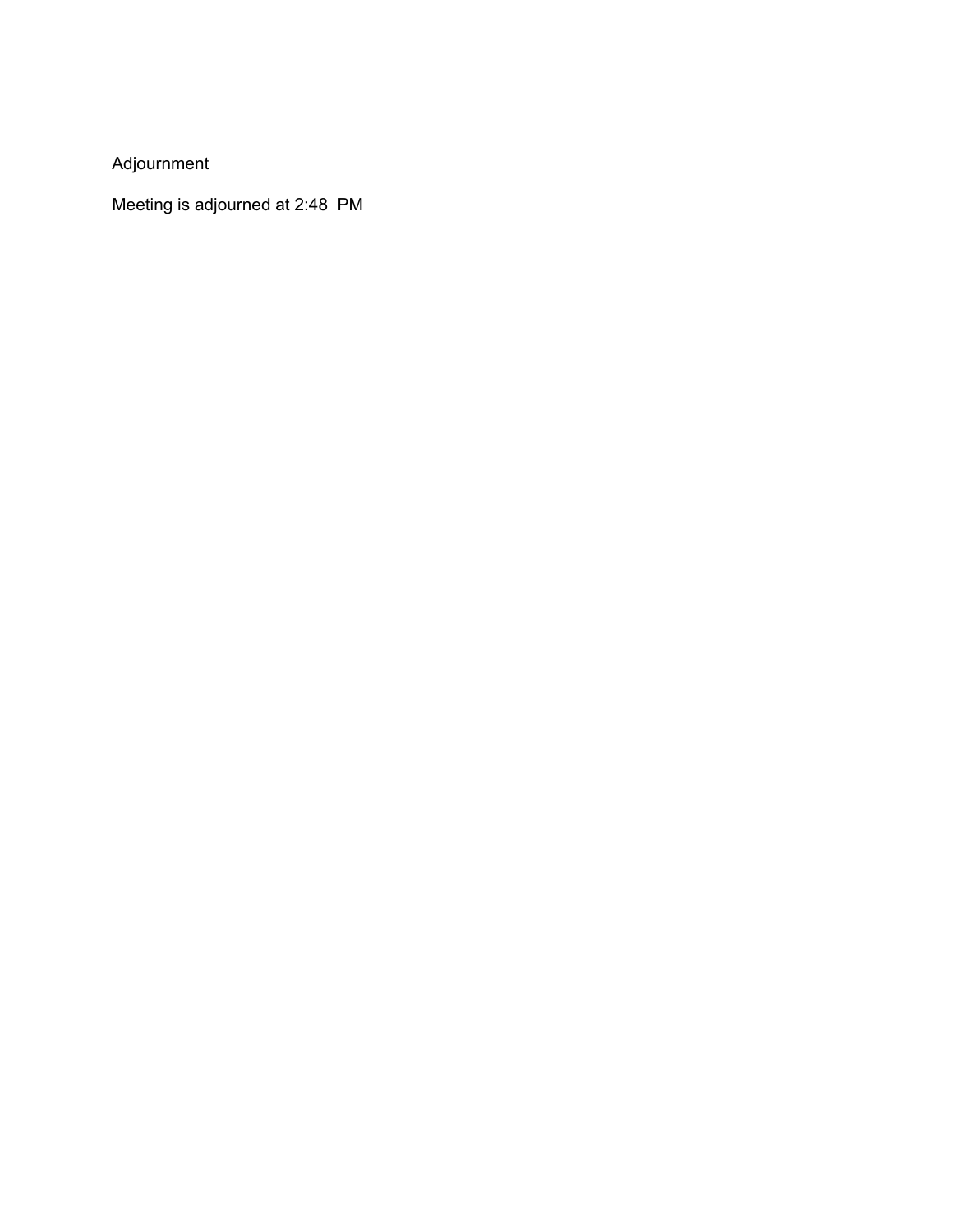Adjournment

Meeting is adjourned at 2:48  PM